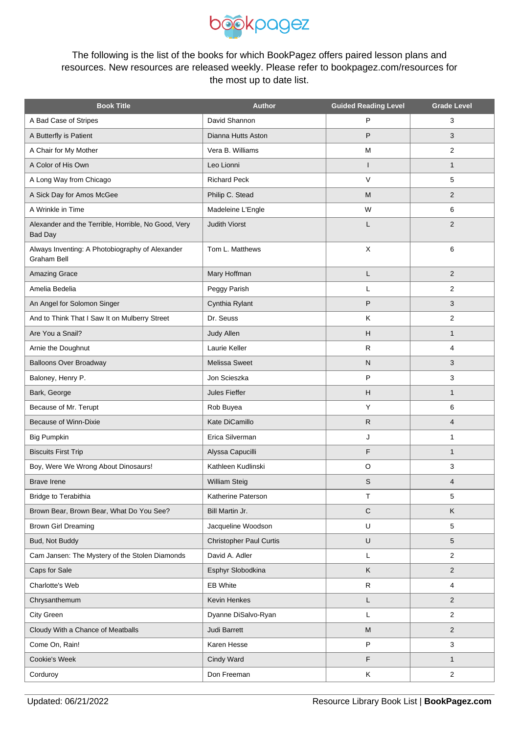The following is the list of the books for which BookPagez offers paired lesson plans and resources. New resources are released weekly. Please refer to bookpagez.com/resources for the most up to date list.

| Book Title | Author | Guided Reading Level | Grade Level |
|---|---|---|---|
| A Bad Case of Stripes | David Shannon | P | 3 |
| A Butterfly is Patient | Dianna Hutts Aston | P | 3 |
| A Chair for My Mother | Vera B. Williams | M | 2 |
| A Color of His Own | Leo Lionni | I | 1 |
| A Long Way from Chicago | Richard Peck | V | 5 |
| A Sick Day for Amos McGee | Philip C. Stead | M | 2 |
| A Wrinkle in Time | Madeleine L'Engle | W | 6 |
| Alexander and the Terrible, Horrible, No Good, Very Bad Day | Judith Viorst | L | 2 |
| Always Inventing: A Photobiography of Alexander Graham Bell | Tom L. Matthews | X | 6 |
| Amazing Grace | Mary Hoffman | L | 2 |
| Amelia Bedelia | Peggy Parish | L | 2 |
| An Angel for Solomon Singer | Cynthia Rylant | P | 3 |
| And to Think That I Saw It on Mulberry Street | Dr. Seuss | K | 2 |
| Are You a Snail? | Judy Allen | H | 1 |
| Arnie the Doughnut | Laurie Keller | R | 4 |
| Balloons Over Broadway | Melissa Sweet | N | 3 |
| Baloney, Henry P. | Jon Scieszka | P | 3 |
| Bark, George | Jules Fieffer | H | 1 |
| Because of Mr. Terupt | Rob Buyea | Y | 6 |
| Because of Winn-Dixie | Kate DiCamillo | R | 4 |
| Big Pumpkin | Erica Silverman | J | 1 |
| Biscuits First Trip | Alyssa Capucilli | F | 1 |
| Boy, Were We Wrong About Dinosaurs! | Kathleen Kudlinski | O | 3 |
| Brave Irene | William Steig | S | 4 |
| Bridge to Terabithia | Katherine Paterson | T | 5 |
| Brown Bear, Brown Bear, What Do You See? | Bill Martin Jr. | C | K |
| Brown Girl Dreaming | Jacqueline Woodson | U | 5 |
| Bud, Not Buddy | Christopher Paul Curtis | U | 5 |
| Cam Jansen: The Mystery of the Stolen Diamonds | David A. Adler | L | 2 |
| Caps for Sale | Esphyr Slobodkina | K | 2 |
| Charlotte's Web | EB White | R | 4 |
| Chrysanthemum | Kevin Henkes | L | 2 |
| City Green | Dyanne DiSalvo-Ryan | L | 2 |
| Cloudy With a Chance of Meatballs | Judi Barrett | M | 2 |
| Come On, Rain! | Karen Hesse | P | 3 |
| Cookie's Week | Cindy Ward | F | 1 |
| Corduroy | Don Freeman | K | 2 |

Updated: 06/21/2022 Resource Library Book List | **BookPagez.com**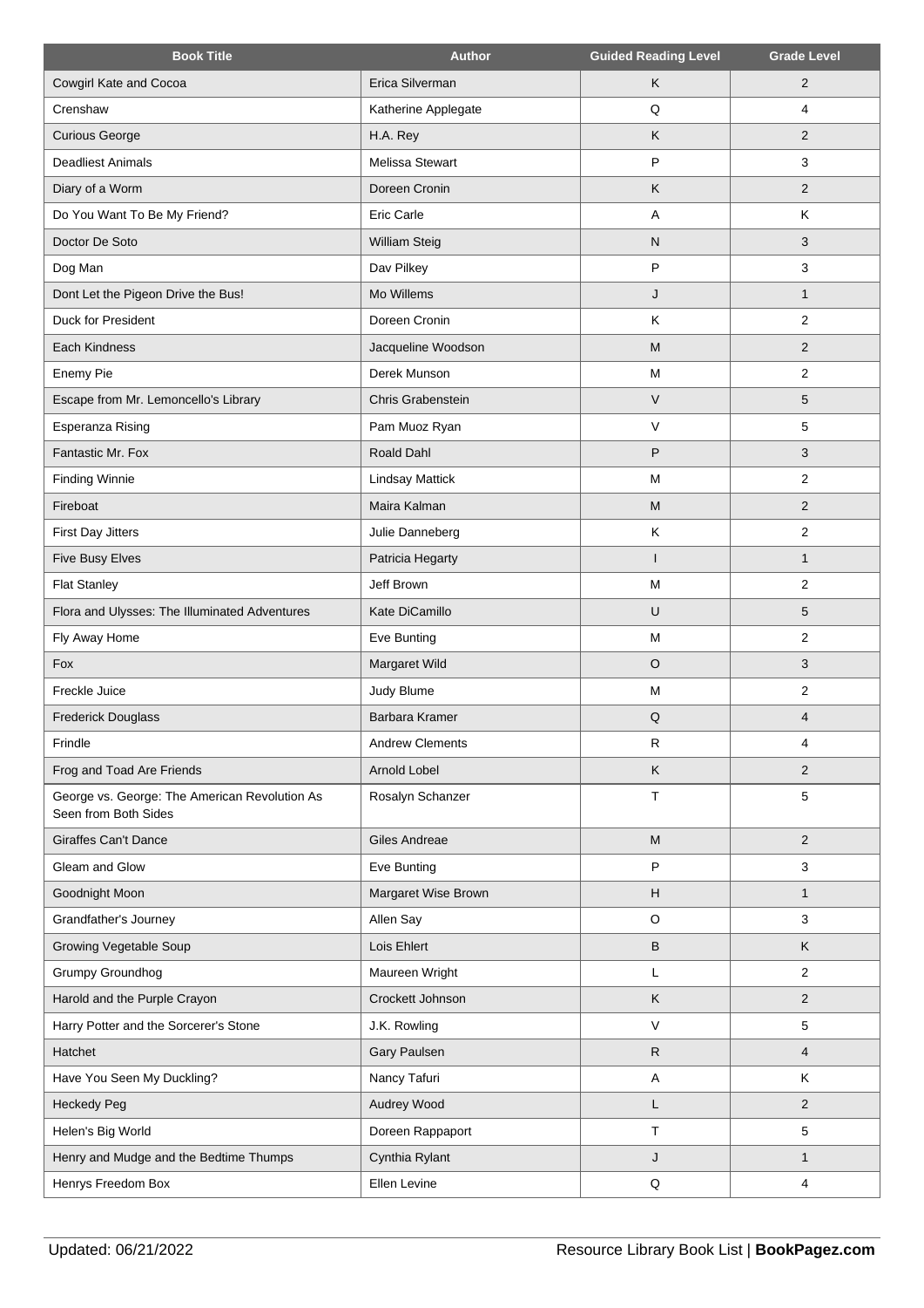| Book Title | Author | Guided Reading Level | Grade Level |
| --- | --- | --- | --- |
| Cowgirl Kate and Cocoa | Erica Silverman | K | 2 |
| Crenshaw | Katherine Applegate | Q | 4 |
| Curious George | H.A. Rey | K | 2 |
| Deadliest Animals | Melissa Stewart | P | 3 |
| Diary of a Worm | Doreen Cronin | K | 2 |
| Do You Want To Be My Friend? | Eric Carle | A | K |
| Doctor De Soto | William Steig | N | 3 |
| Dog Man | Dav Pilkey | P | 3 |
| Dont Let the Pigeon Drive the Bus! | Mo Willems | J | 1 |
| Duck for President | Doreen Cronin | K | 2 |
| Each Kindness | Jacqueline Woodson | M | 2 |
| Enemy Pie | Derek Munson | M | 2 |
| Escape from Mr. Lemoncello's Library | Chris Grabenstein | V | 5 |
| Esperanza Rising | Pam Muoz Ryan | V | 5 |
| Fantastic Mr. Fox | Roald Dahl | P | 3 |
| Finding Winnie | Lindsay Mattick | M | 2 |
| Fireboat | Maira Kalman | M | 2 |
| First Day Jitters | Julie Danneberg | K | 2 |
| Five Busy Elves | Patricia Hegarty | I | 1 |
| Flat Stanley | Jeff Brown | M | 2 |
| Flora and Ulysses: The Illuminated Adventures | Kate DiCamillo | U | 5 |
| Fly Away Home | Eve Bunting | M | 2 |
| Fox | Margaret Wild | O | 3 |
| Freckle Juice | Judy Blume | M | 2 |
| Frederick Douglass | Barbara Kramer | Q | 4 |
| Frindle | Andrew Clements | R | 4 |
| Frog and Toad Are Friends | Arnold Lobel | K | 2 |
| George vs. George: The American Revolution As Seen from Both Sides | Rosalyn Schanzer | T | 5 |
| Giraffes Can't Dance | Giles Andreae | M | 2 |
| Gleam and Glow | Eve Bunting | P | 3 |
| Goodnight Moon | Margaret Wise Brown | H | 1 |
| Grandfather's Journey | Allen Say | O | 3 |
| Growing Vegetable Soup | Lois Ehlert | B | K |
| Grumpy Groundhog | Maureen Wright | L | 2 |
| Harold and the Purple Crayon | Crockett Johnson | K | 2 |
| Harry Potter and the Sorcerer's Stone | J.K. Rowling | V | 5 |
| Hatchet | Gary Paulsen | R | 4 |
| Have You Seen My Duckling? | Nancy Tafuri | A | K |
| Heckedy Peg | Audrey Wood | L | 2 |
| Helen's Big World | Doreen Rappaport | T | 5 |
| Henry and Mudge and the Bedtime Thumps | Cynthia Rylant | J | 1 |
| Henrys Freedom Box | Ellen Levine | Q | 4 |

Updated: 06/21/2022 | Resource Library Book List | **BookPagez.com**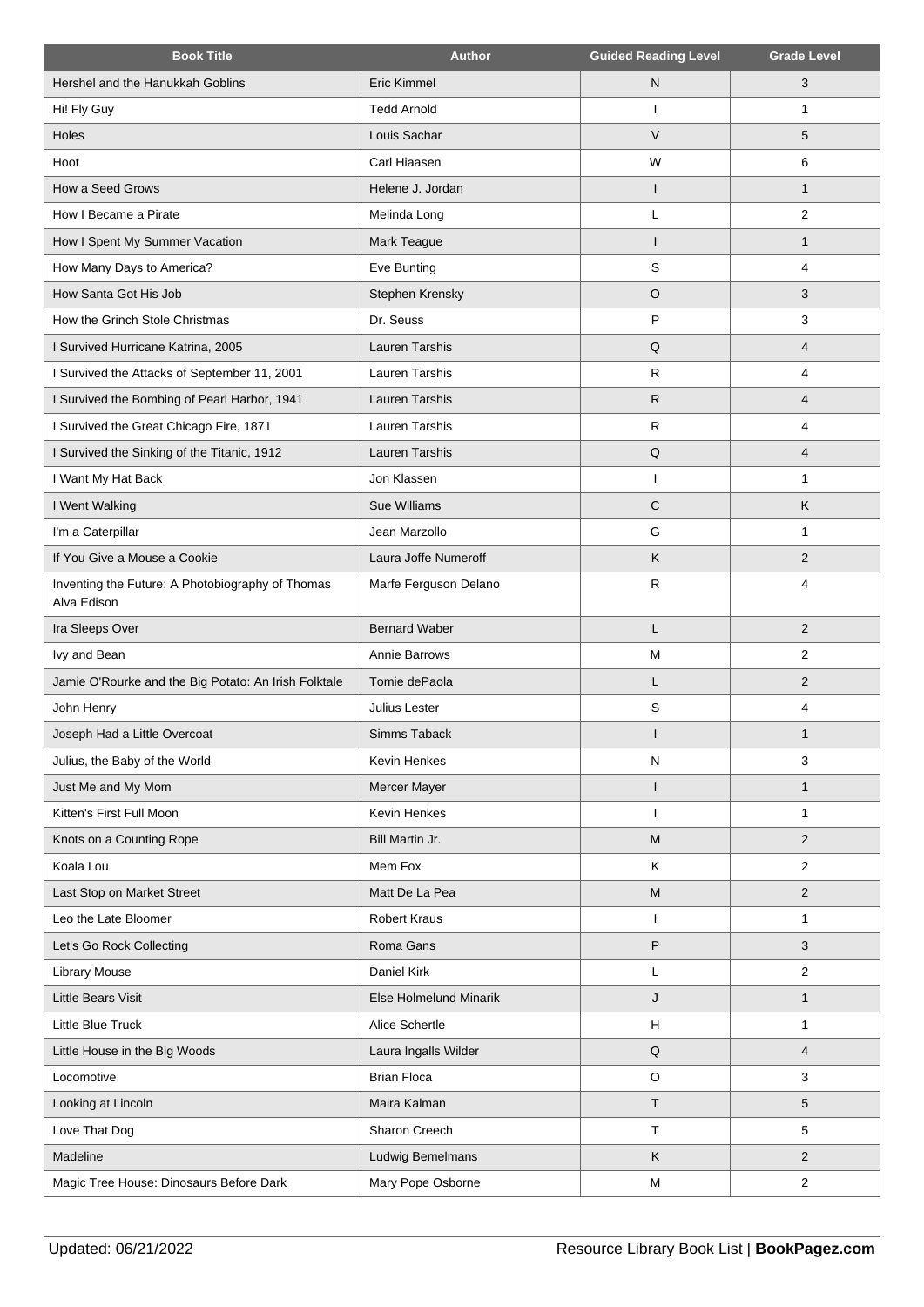| Book Title | Author | Guided Reading Level | Grade Level |
|---|---|---|---|
| Hershel and the Hanukkah Goblins | Eric Kimmel | N | 3 |
| Hi! Fly Guy | Tedd Arnold | I | 1 |
| Holes | Louis Sachar | V | 5 |
| Hoot | Carl Hiaasen | W | 6 |
| How a Seed Grows | Helene J. Jordan | I | 1 |
| How I Became a Pirate | Melinda Long | L | 2 |
| How I Spent My Summer Vacation | Mark Teague | I | 1 |
| How Many Days to America? | Eve Bunting | S | 4 |
| How Santa Got His Job | Stephen Krensky | O | 3 |
| How the Grinch Stole Christmas | Dr. Seuss | P | 3 |
| I Survived Hurricane Katrina, 2005 | Lauren Tarshis | Q | 4 |
| I Survived the Attacks of September 11, 2001 | Lauren Tarshis | R | 4 |
| I Survived the Bombing of Pearl Harbor, 1941 | Lauren Tarshis | R | 4 |
| I Survived the Great Chicago Fire, 1871 | Lauren Tarshis | R | 4 |
| I Survived the Sinking of the Titanic, 1912 | Lauren Tarshis | Q | 4 |
| I Want My Hat Back | Jon Klassen | I | 1 |
| I Went Walking | Sue Williams | C | K |
| I'm a Caterpillar | Jean Marzollo | G | 1 |
| If You Give a Mouse a Cookie | Laura Joffe Numeroff | K | 2 |
| Inventing the Future: A Photobiography of Thomas Alva Edison | Marfe Ferguson Delano | R | 4 |
| Ira Sleeps Over | Bernard Waber | L | 2 |
| Ivy and Bean | Annie Barrows | M | 2 |
| Jamie O'Rourke and the Big Potato: An Irish Folktale | Tomie dePaola | L | 2 |
| John Henry | Julius Lester | S | 4 |
| Joseph Had a Little Overcoat | Simms Taback | I | 1 |
| Julius, the Baby of the World | Kevin Henkes | N | 3 |
| Just Me and My Mom | Mercer Mayer | I | 1 |
| Kitten's First Full Moon | Kevin Henkes | I | 1 |
| Knots on a Counting Rope | Bill Martin Jr. | M | 2 |
| Koala Lou | Mem Fox | K | 2 |
| Last Stop on Market Street | Matt De La Pea | M | 2 |
| Leo the Late Bloomer | Robert Kraus | I | 1 |
| Let's Go Rock Collecting | Roma Gans | P | 3 |
| Library Mouse | Daniel Kirk | L | 2 |
| Little Bears Visit | Else Holmelund Minarik | J | 1 |
| Little Blue Truck | Alice Schertle | H | 1 |
| Little House in the Big Woods | Laura Ingalls Wilder | Q | 4 |
| Locomotive | Brian Floca | O | 3 |
| Looking at Lincoln | Maira Kalman | T | 5 |
| Love That Dog | Sharon Creech | T | 5 |
| Madeline | Ludwig Bemelmans | K | 2 |
| Magic Tree House: Dinosaurs Before Dark | Mary Pope Osborne | M | 2 |

Updated: 06/21/2022 Resource Library Book List | **BookPagez.com**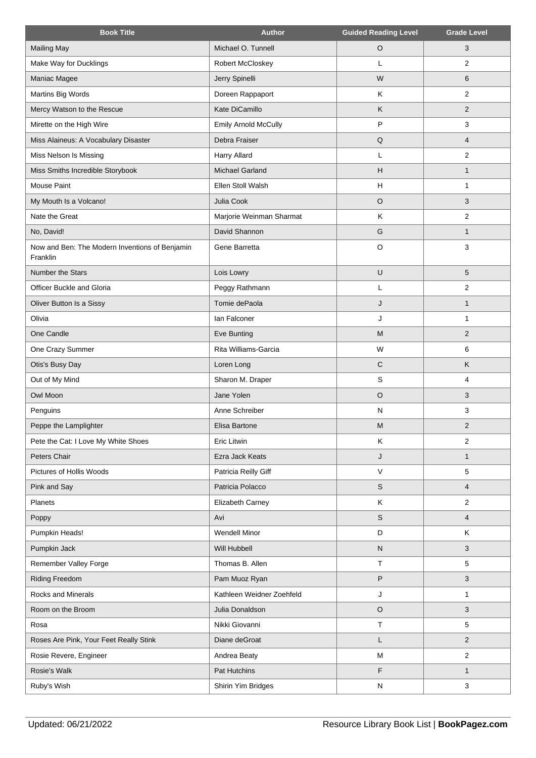| Book Title | Author | Guided Reading Level | Grade Level |
| --- | --- | --- | --- |
| Mailing May | Michael O. Tunnell | O | 3 |
| Make Way for Ducklings | Robert McCloskey | L | 2 |
| Maniac Magee | Jerry Spinelli | W | 6 |
| Martins Big Words | Doreen Rappaport | K | 2 |
| Mercy Watson to the Rescue | Kate DiCamillo | K | 2 |
| Mirette on the High Wire | Emily Arnold McCully | P | 3 |
| Miss Alaineus: A Vocabulary Disaster | Debra Fraiser | Q | 4 |
| Miss Nelson Is Missing | Harry Allard | L | 2 |
| Miss Smiths Incredible Storybook | Michael Garland | H | 1 |
| Mouse Paint | Ellen Stoll Walsh | H | 1 |
| My Mouth Is a Volcano! | Julia Cook | O | 3 |
| Nate the Great | Marjorie Weinman Sharmat | K | 2 |
| No, David! | David Shannon | G | 1 |
| Now and Ben: The Modern Inventions of Benjamin Franklin | Gene Barretta | O | 3 |
| Number the Stars | Lois Lowry | U | 5 |
| Officer Buckle and Gloria | Peggy Rathmann | L | 2 |
| Oliver Button Is a Sissy | Tomie dePaola | J | 1 |
| Olivia | Ian Falconer | J | 1 |
| One Candle | Eve Bunting | M | 2 |
| One Crazy Summer | Rita Williams-Garcia | W | 6 |
| Otis's Busy Day | Loren Long | C | K |
| Out of My Mind | Sharon M. Draper | S | 4 |
| Owl Moon | Jane Yolen | O | 3 |
| Penguins | Anne Schreiber | N | 3 |
| Peppe the Lamplighter | Elisa Bartone | M | 2 |
| Pete the Cat: I Love My White Shoes | Eric Litwin | K | 2 |
| Peters Chair | Ezra Jack Keats | J | 1 |
| Pictures of Hollis Woods | Patricia Reilly Giff | V | 5 |
| Pink and Say | Patricia Polacco | S | 4 |
| Planets | Elizabeth Carney | K | 2 |
| Poppy | Avi | S | 4 |
| Pumpkin Heads! | Wendell Minor | D | K |
| Pumpkin Jack | Will Hubbell | N | 3 |
| Remember Valley Forge | Thomas B. Allen | T | 5 |
| Riding Freedom | Pam Muoz Ryan | P | 3 |
| Rocks and Minerals | Kathleen Weidner Zoehfeld | J | 1 |
| Room on the Broom | Julia Donaldson | O | 3 |
| Rosa | Nikki Giovanni | T | 5 |
| Roses Are Pink, Your Feet Really Stink | Diane deGroat | L | 2 |
| Rosie Revere, Engineer | Andrea Beaty | M | 2 |
| Rosie's Walk | Pat Hutchins | F | 1 |
| Ruby's Wish | Shirin Yim Bridges | N | 3 |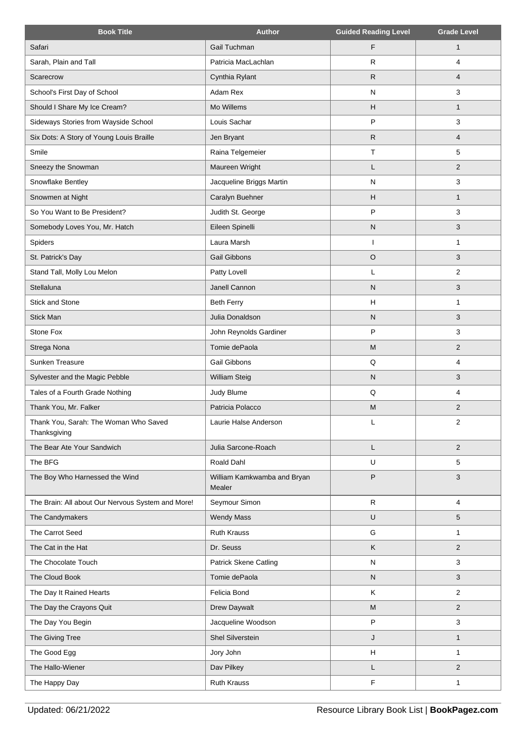| Book Title | Author | Guided Reading Level | Grade Level |
| --- | --- | --- | --- |
| Safari | Gail Tuchman | F | 1 |
| Sarah, Plain and Tall | Patricia MacLachlan | R | 4 |
| Scarecrow | Cynthia Rylant | R | 4 |
| School's First Day of School | Adam Rex | N | 3 |
| Should I Share My Ice Cream? | Mo Willems | H | 1 |
| Sideways Stories from Wayside School | Louis Sachar | P | 3 |
| Six Dots: A Story of Young Louis Braille | Jen Bryant | R | 4 |
| Smile | Raina Telgemeier | T | 5 |
| Sneezy the Snowman | Maureen Wright | L | 2 |
| Snowflake Bentley | Jacqueline Briggs Martin | N | 3 |
| Snowmen at Night | Caralyn Buehner | H | 1 |
| So You Want to Be President? | Judith St. George | P | 3 |
| Somebody Loves You, Mr. Hatch | Eileen Spinelli | N | 3 |
| Spiders | Laura Marsh | I | 1 |
| St. Patrick's Day | Gail Gibbons | O | 3 |
| Stand Tall, Molly Lou Melon | Patty Lovell | L | 2 |
| Stellaluna | Janell Cannon | N | 3 |
| Stick and Stone | Beth Ferry | H | 1 |
| Stick Man | Julia Donaldson | N | 3 |
| Stone Fox | John Reynolds Gardiner | P | 3 |
| Strega Nona | Tomie dePaola | M | 2 |
| Sunken Treasure | Gail Gibbons | Q | 4 |
| Sylvester and the Magic Pebble | William Steig | N | 3 |
| Tales of a Fourth Grade Nothing | Judy Blume | Q | 4 |
| Thank You, Mr. Falker | Patricia Polacco | M | 2 |
| Thank You, Sarah: The Woman Who Saved Thanksgiving | Laurie Halse Anderson | L | 2 |
| The Bear Ate Your Sandwich | Julia Sarcone-Roach | L | 2 |
| The BFG | Roald Dahl | U | 5 |
| The Boy Who Harnessed the Wind | William Kamkwamba and Bryan Mealer | P | 3 |
| The Brain: All about Our Nervous System and More! | Seymour Simon | R | 4 |
| The Candymakers | Wendy Mass | U | 5 |
| The Carrot Seed | Ruth Krauss | G | 1 |
| The Cat in the Hat | Dr. Seuss | K | 2 |
| The Chocolate Touch | Patrick Skene Catling | N | 3 |
| The Cloud Book | Tomie dePaola | N | 3 |
| The Day It Rained Hearts | Felicia Bond | K | 2 |
| The Day the Crayons Quit | Drew Daywalt | M | 2 |
| The Day You Begin | Jacqueline Woodson | P | 3 |
| The Giving Tree | Shel Silverstein | J | 1 |
| The Good Egg | Jory John | H | 1 |
| The Hallo-Wiener | Dav Pilkey | L | 2 |
| The Happy Day | Ruth Krauss | F | 1 |

Updated: 06/21/2022 Resource Library Book List | **BookPagez.com**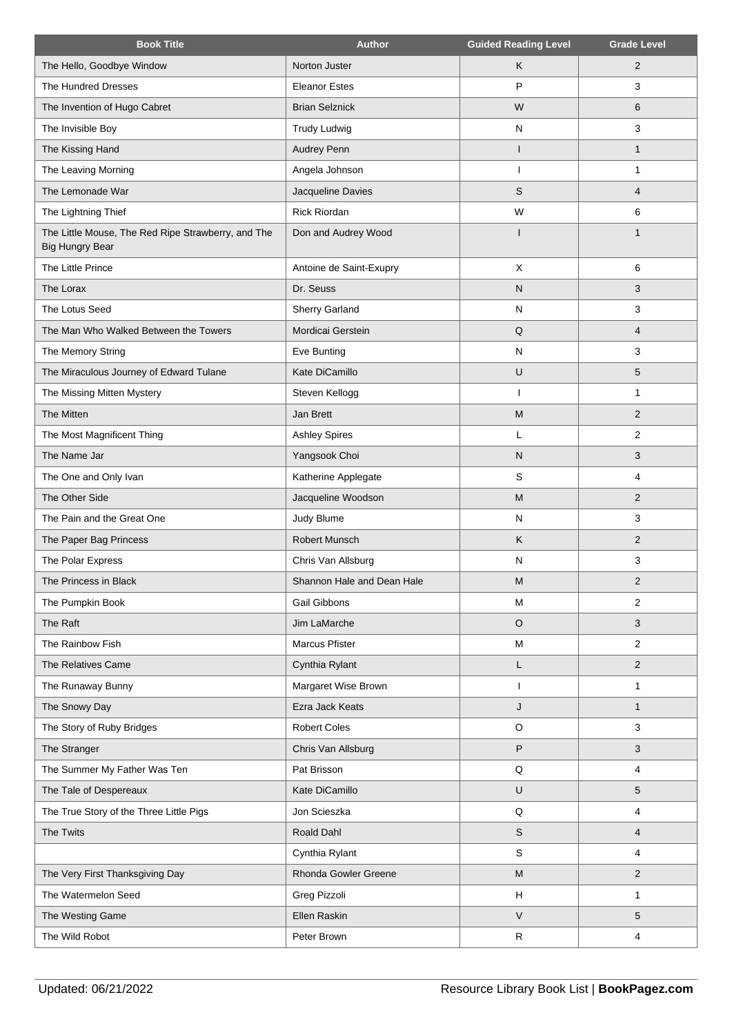| Book Title | Author | Guided Reading Level | Grade Level |
| --- | --- | --- | --- |
| The Hello, Goodbye Window | Norton Juster | K | 2 |
| The Hundred Dresses | Eleanor Estes | P | 3 |
| The Invention of Hugo Cabret | Brian Selznick | W | 6 |
| The Invisible Boy | Trudy Ludwig | N | 3 |
| The Kissing Hand | Audrey Penn | I | 1 |
| The Leaving Morning | Angela Johnson | I | 1 |
| The Lemonade War | Jacqueline Davies | S | 4 |
| The Lightning Thief | Rick Riordan | W | 6 |
| The Little Mouse, The Red Ripe Strawberry, and The Big Hungry Bear | Don and Audrey Wood | I | 1 |
| The Little Prince | Antoine de Saint-Exupry | X | 6 |
| The Lorax | Dr. Seuss | N | 3 |
| The Lotus Seed | Sherry Garland | N | 3 |
| The Man Who Walked Between the Towers | Mordicai Gerstein | Q | 4 |
| The Memory String | Eve Bunting | N | 3 |
| The Miraculous Journey of Edward Tulane | Kate DiCamillo | U | 5 |
| The Missing Mitten Mystery | Steven Kellogg | I | 1 |
| The Mitten | Jan Brett | M | 2 |
| The Most Magnificent Thing | Ashley Spires | L | 2 |
| The Name Jar | Yangsook Choi | N | 3 |
| The One and Only Ivan | Katherine Applegate | S | 4 |
| The Other Side | Jacqueline Woodson | M | 2 |
| The Pain and the Great One | Judy Blume | N | 3 |
| The Paper Bag Princess | Robert Munsch | K | 2 |
| The Polar Express | Chris Van Allsburg | N | 3 |
| The Princess in Black | Shannon Hale and Dean Hale | M | 2 |
| The Pumpkin Book | Gail Gibbons | M | 2 |
| The Raft | Jim LaMarche | O | 3 |
| The Rainbow Fish | Marcus Pfister | M | 2 |
| The Relatives Came | Cynthia Rylant | L | 2 |
| The Runaway Bunny | Margaret Wise Brown | I | 1 |
| The Snowy Day | Ezra Jack Keats | J | 1 |
| The Story of Ruby Bridges | Robert Coles | O | 3 |
| The Stranger | Chris Van Allsburg | P | 3 |
| The Summer My Father Was Ten | Pat Brisson | Q | 4 |
| The Tale of Despereaux | Kate DiCamillo | U | 5 |
| The True Story of the Three Little Pigs | Jon Scieszka | Q | 4 |
| The Twits | Roald Dahl | S | 4 |
| | Cynthia Rylant | S | 4 |
| The Very First Thanksgiving Day | Rhonda Gowler Greene | M | 2 |
| The Watermelon Seed | Greg Pizzoli | H | 1 |
| The Westing Game | Ellen Raskin | V | 5 |
| The Wild Robot | Peter Brown | R | 4 |

Updated: 06/21/2022 Resource Library Book List | **BookPagez.com**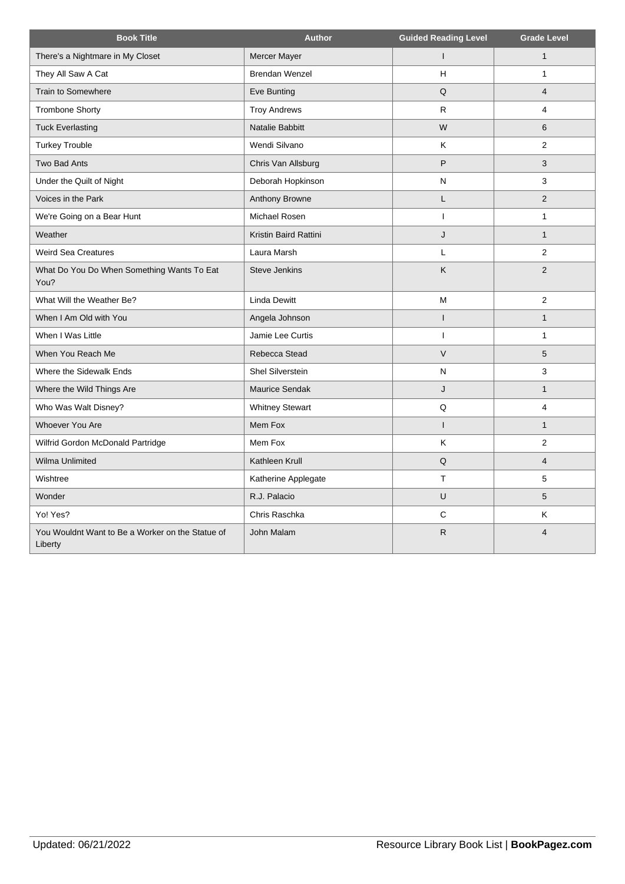| Book Title | Author | Guided Reading Level | Grade Level |
| --- | --- | --- | --- |
| There's a Nightmare in My Closet | Mercer Mayer | I | 1 |
| They All Saw A Cat | Brendan Wenzel | H | 1 |
| Train to Somewhere | Eve Bunting | Q | 4 |
| Trombone Shorty | Troy Andrews | R | 4 |
| Tuck Everlasting | Natalie Babbitt | W | 6 |
| Turkey Trouble | Wendi Silvano | K | 2 |
| Two Bad Ants | Chris Van Allsburg | P | 3 |
| Under the Quilt of Night | Deborah Hopkinson | N | 3 |
| Voices in the Park | Anthony Browne | L | 2 |
| We're Going on a Bear Hunt | Michael Rosen | I | 1 |
| Weather | Kristin Baird Rattini | J | 1 |
| Weird Sea Creatures | Laura Marsh | L | 2 |
| What Do You Do When Something Wants To Eat You? | Steve Jenkins | K | 2 |
| What Will the Weather Be? | Linda Dewitt | M | 2 |
| When I Am Old with You | Angela Johnson | I | 1 |
| When I Was Little | Jamie Lee Curtis | I | 1 |
| When You Reach Me | Rebecca Stead | V | 5 |
| Where the Sidewalk Ends | Shel Silverstein | N | 3 |
| Where the Wild Things Are | Maurice Sendak | J | 1 |
| Who Was Walt Disney? | Whitney Stewart | Q | 4 |
| Whoever You Are | Mem Fox | I | 1 |
| Wilfrid Gordon McDonald Partridge | Mem Fox | K | 2 |
| Wilma Unlimited | Kathleen Krull | Q | 4 |
| Wishtree | Katherine Applegate | T | 5 |
| Wonder | R.J. Palacio | U | 5 |
| Yo! Yes? | Chris Raschka | C | K |
| You Wouldnt Want to Be a Worker on the Statue of Liberty | John Malam | R | 4 |

Updated: 06/21/2022

Resource Library Book List | **BookPagez.com**